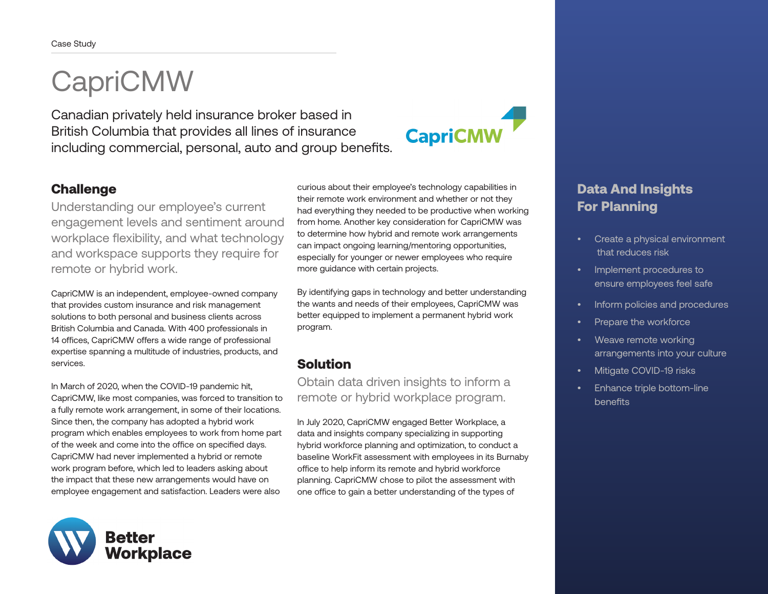Case Study

# CapriCMW

Canadian privately held insurance broker based in British Columbia that provides all lines of insurance including commercial, personal, auto and group benefits.

## Challenge

Understanding our employee's current engagement levels and sentiment around workplace flexibility, and what technology and workspace supports they require for remote or hybrid work.

CapriCMW is an independent, employee-owned company that provides custom insurance and risk management solutions to both personal and business clients across British Columbia and Canada. With 400 professionals in 14 offices, CapriCMW offers a wide range of professional expertise spanning a multitude of industries, products, and services.

In March of 2020, when the COVID-19 pandemic hit, CapriCMW, like most companies, was forced to transition to a fully remote work arrangement, in some of their locations. Since then, the company has adopted a hybrid work program which enables employees to work from home part of the week and come into the office on specified days. CapriCMW had never implemented a hybrid or remote work program before, which led to leaders asking about the impact that these new arrangements would have on employee engagement and satisfaction. Leaders were also curious about their employee's technology capabilities in their remote work environment and whether or not they had everything they needed to be productive when working from home. Another key consideration for CapriCMW was to determine how hybrid and remote work arrangements can impact ongoing learning/mentoring opportunities, especially for younger or newer employees who require more guidance with certain projects.

By identifying gaps in technology and better understanding the wants and needs of their employees, CapriCMW was better equipped to implement a permanent hybrid work program.

## Solution

Obtain data driven insights to inform a remote or hybrid workplace program.

In July 2020, CapriCMW engaged Better Workplace, a data and insights company specializing in supporting hybrid workforce planning and optimization, to conduct a baseline WorkFit assessment with employees in its Burnaby office to help inform its remote and hybrid workforce planning. CapriCMW chose to pilot the assessment with one office to gain a better understanding of the types of

## Data And Insights For Planning

- Create a physical environment that reduces risk
- Implement procedures to ensure employees feel safe
- Inform policies and procedures
- Prepare the workforce
- Weave remote working arrangements into your culture
- Mitigate COVID-19 risks
- Enhance triple bottom-line benefits

Better Workplace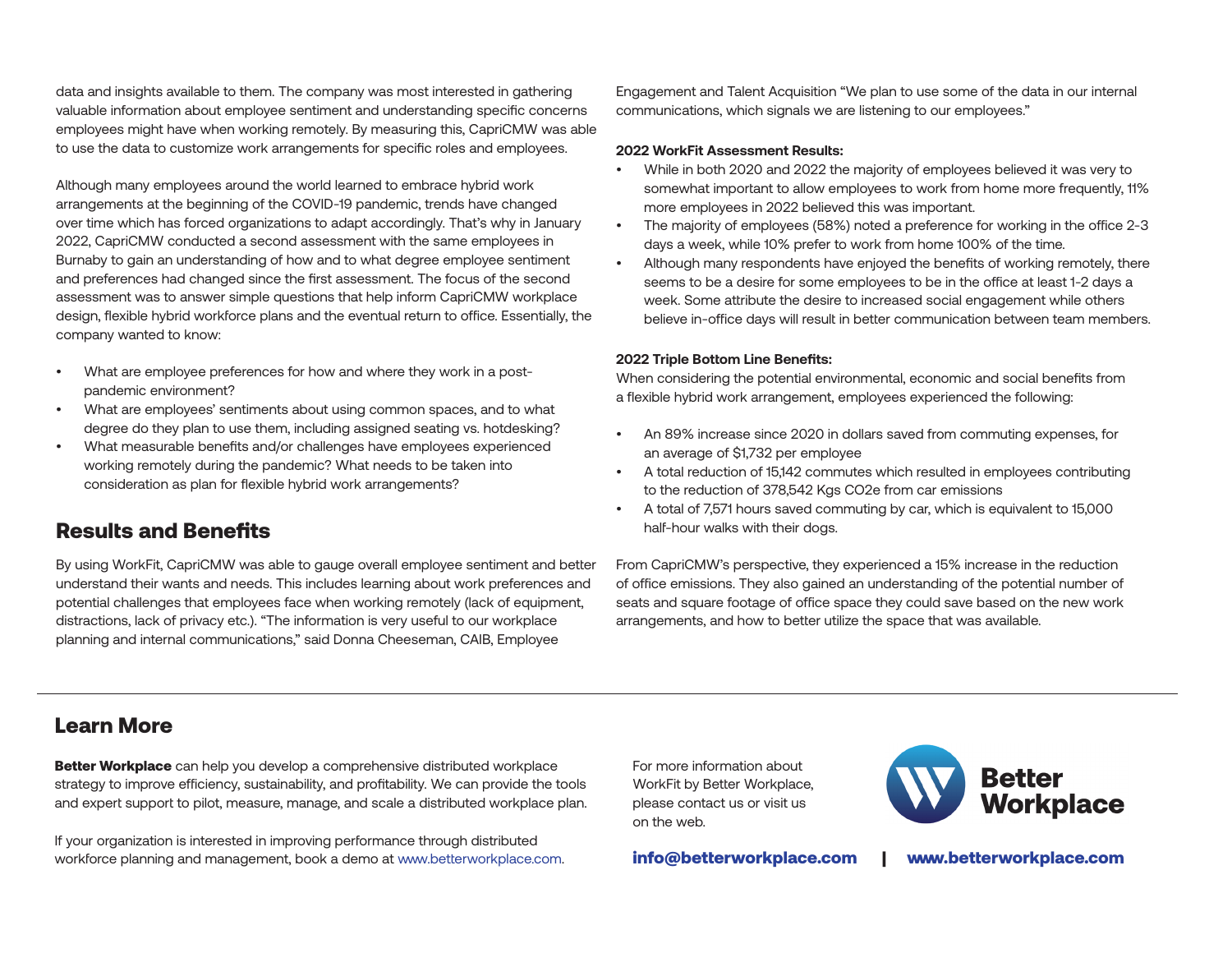data and insights available to them. The company was most interested in gathering valuable information about employee sentiment and understanding specific concerns employees might have when working remotely. By measuring this, CapriCMW was able to use the data to customize work arrangements for specific roles and employees.

Although many employees around the world learned to embrace hybrid work arrangements at the beginning of the COVID-19 pandemic, trends have changed over time which has forced organizations to adapt accordingly. That's why in January 2022, CapriCMW conducted a second assessment with the same employees in Burnaby to gain an understanding of how and to what degree employee sentiment and preferences had changed since the first assessment. The focus of the second assessment was to answer simple questions that help inform CapriCMW workplace design, flexible hybrid workforce plans and the eventual return to office. Essentially, the company wanted to know:

- What are employee preferences for how and where they work in a post-pandemic environment?
- What are employees' sentiments about using common spaces, and to what degree do they plan to use them, including assigned seating vs. hotdesking?
- What measurable benefits and/or challenges have employees experienced working remotely during the pandemic? What needs to be taken into consideration as plan for flexible hybrid work arrangements?

## Results and Benefits

By using WorkFit, CapriCMW was able to gauge overall employee sentiment and better understand their wants and needs. This includes learning about work preferences and potential challenges that employees face when working remotely (lack of equipment, distractions, lack of privacy etc.). "The information is very useful to our workplace planning and internal communications," said Donna Cheeseman, CAIB, Employee Engagement and Talent Acquisition "We plan to use some of the data in our internal communications, which signals we are listening to our employees."

**2022 WorkFit Assessment Results:**

- While in both 2020 and 2022 the majority of employees believed it was very to somewhat important to allow employees to work from home more frequently, 11% more employees in 2022 believed this was important.
- The majority of employees (58%) noted a preference for working in the office 2-3 days a week, while 10% prefer to work from home 100% of the time.
- Although many respondents have enjoyed the benefits of working remotely, there seems to be a desire for some employees to be in the office at least 1-2 days a week. Some attribute the desire to increased social engagement while others believe in-office days will result in better communication between team members.

**2022 Triple Bottom Line Benefits:**

When considering the potential environmental, economic and social benefits from a flexible hybrid work arrangement, employees experienced the following:

- An 89% increase since 2020 in dollars saved from commuting expenses, for an average of $1,732 per employee
- A total reduction of 15,142 commutes which resulted in employees contributing to the reduction of 378,542 Kgs CO2e from car emissions
- A total of 7,571 hours saved commuting by car, which is equivalent to 15,000 half-hour walks with their dogs.

From CapriCMW's perspective, they experienced a 15% increase in the reduction of office emissions. They also gained an understanding of the potential number of seats and square footage of office space they could save based on the new work arrangements, and how to better utilize the space that was available.

## Learn More

**Better Workplace** can help you develop a comprehensive distributed workplace strategy to improve efficiency, sustainability, and profitability. We can provide the tools and expert support to pilot, measure, manage, and scale a distributed workplace plan.

If your organization is interested in improving performance through distributed workforce planning and management, book a demo at www.betterworkplace.com.

For more information about WorkFit by Better Workplace, please contact us or visit us on the web.

Better Workplace

**info@betterworkplace.com** | **www.betterworkplace.com**